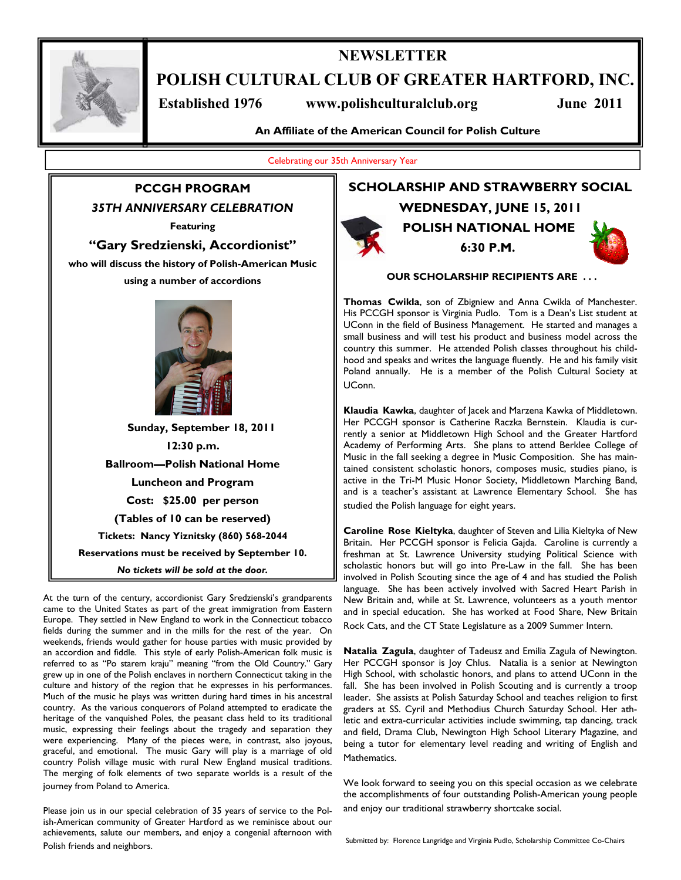# NEWSLETTER

# POLISH CULTURAL CLUB OF GREATER HARTFORD, INC.

**Established 1976** **www.polishculturalclub.org** **June 2011**

**An Affiliate of the American Council for Polish Culture**

Celebrating our 35th Anniversary Year

## PCCGH PROGRAM

***35TH ANNIVERSARY CELEBRATION***

**Featuring**

**"Gary Sredzienski, Accordionist"**

**who will discuss the history of Polish-American Music using a number of accordions**

**Sunday, September 18, 2011**

**12:30 p.m.**

**Ballroom—Polish National Home**

**Luncheon and Program**

**Cost: $25.00 per person**

**(Tables of 10 can be reserved)**

**Tickets: Nancy Yiznitsky (860) 568-2044**

**Reservations must be received by September 10.**

***No tickets will be sold at the door.***

At the turn of the century, accordionist Gary Sredzienski's grandparents came to the United States as part of the great immigration from Eastern Europe. They settled in New England to work in the Connecticut tobacco fields during the summer and in the mills for the rest of the year. On weekends, friends would gather for house parties with music provided by an accordion and fiddle. This style of early Polish-American folk music is referred to as "Po starem kraju" meaning "from the Old Country." Gary grew up in one of the Polish enclaves in northern Connecticut taking in the culture and history of the region that he expresses in his performances. Much of the music he plays was written during hard times in his ancestral country. As the various conquerors of Poland attempted to eradicate the heritage of the vanquished Poles, the peasant class held to its traditional music, expressing their feelings about the tragedy and separation they were experiencing. Many of the pieces were, in contrast, also joyous, graceful, and emotional. The music Gary will play is a marriage of old country Polish village music with rural New England musical traditions. The merging of folk elements of two separate worlds is a result of the journey from Poland to America.

Please join us in our special celebration of 35 years of service to the Polish-American community of Greater Hartford as we reminisce about our achievements, salute our members, and enjoy a congenial afternoon with Polish friends and neighbors.

## SCHOLARSHIP AND STRAWBERRY SOCIAL

**WEDNESDAY, JUNE 15, 2011**

**POLISH NATIONAL HOME**

**6:30 P.M.**

**OUR SCHOLARSHIP RECIPIENTS ARE . . .**

**Thomas Cwikla**, son of Zbigniew and Anna Cwikla of Manchester. His PCCGH sponsor is Virginia Pudlo. Tom is a Dean's List student at UConn in the field of Business Management. He started and manages a small business and will test his product and business model across the country this summer. He attended Polish classes throughout his childhood and speaks and writes the language fluently. He and his family visit Poland annually. He is a member of the Polish Cultural Society at UConn.

**Klaudia Kawka**, daughter of Jacek and Marzena Kawka of Middletown. Her PCCGH sponsor is Catherine Raczka Bernstein. Klaudia is currently a senior at Middletown High School and the Greater Hartford Academy of Performing Arts. She plans to attend Berklee College of Music in the fall seeking a degree in Music Composition. She has maintained consistent scholastic honors, composes music, studies piano, is active in the Tri-M Music Honor Society, Middletown Marching Band, and is a teacher's assistant at Lawrence Elementary School. She has studied the Polish language for eight years.

**Caroline Rose Kieltyka**, daughter of Steven and Lilia Kieltyka of New Britain. Her PCCGH sponsor is Felicia Gajda. Caroline is currently a freshman at St. Lawrence University studying Political Science with scholastic honors but will go into Pre-Law in the fall. She has been involved in Polish Scouting since the age of 4 and has studied the Polish language. She has been actively involved with Sacred Heart Parish in New Britain and, while at St. Lawrence, volunteers as a youth mentor and in special education. She has worked at Food Share, New Britain Rock Cats, and the CT State Legislature as a 2009 Summer Intern.

**Natalia Zagula**, daughter of Tadeusz and Emilia Zagula of Newington. Her PCCGH sponsor is Joy Chlus. Natalia is a senior at Newington High School, with scholastic honors, and plans to attend UConn in the fall. She has been involved in Polish Scouting and is currently a troop leader. She assists at Polish Saturday School and teaches religion to first graders at SS. Cyril and Methodius Church Saturday School. Her athletic and extra-curricular activities include swimming, tap dancing, track and field, Drama Club, Newington High School Literary Magazine, and being a tutor for elementary level reading and writing of English and Mathematics.

We look forward to seeing you on this special occasion as we celebrate the accomplishments of four outstanding Polish-American young people and enjoy our traditional strawberry shortcake social.

Submitted by: Florence Langridge and Virginia Pudlo, Scholarship Committee Co-Chairs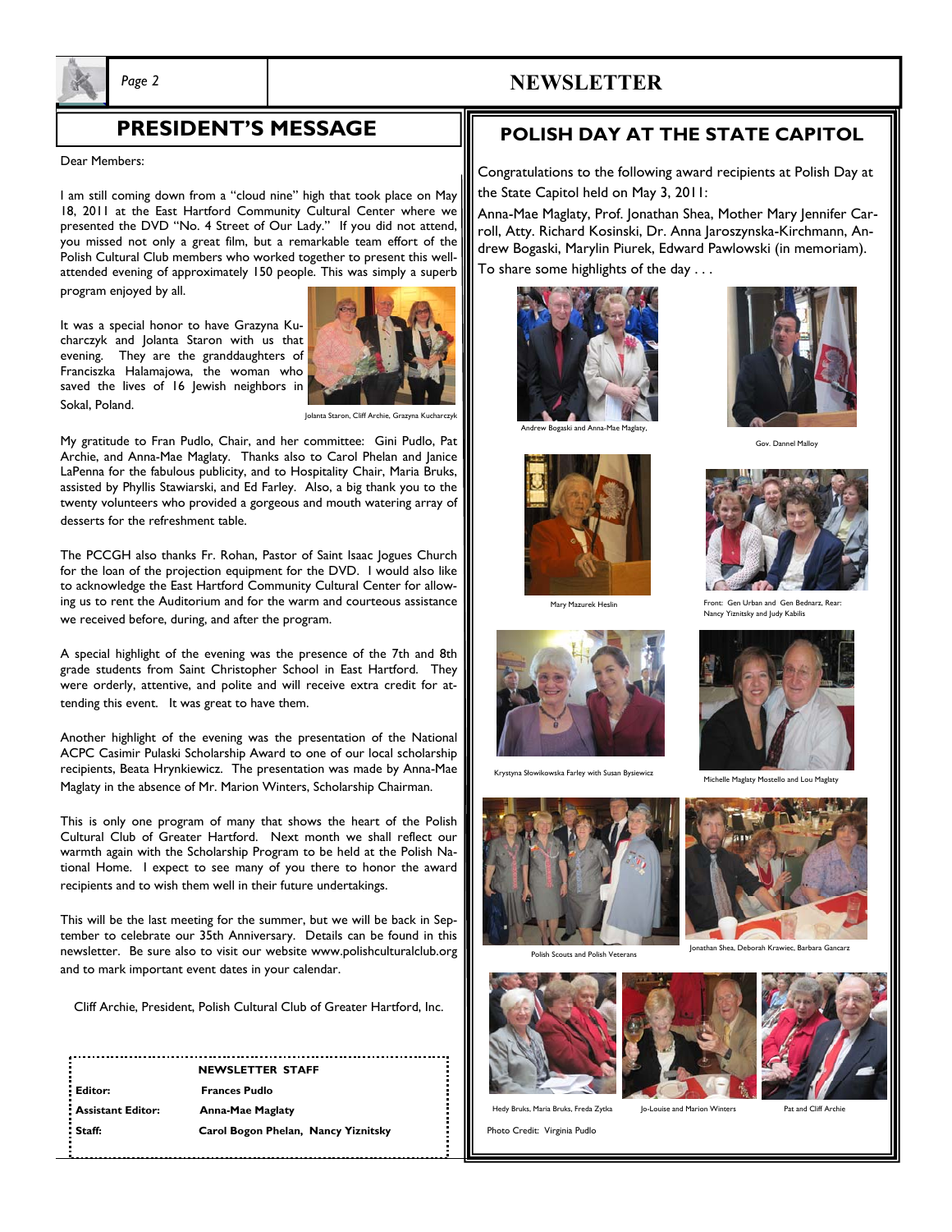## PRESIDENT'S MESSAGE

Dear Members:

I am still coming down from a "cloud nine" high that took place on May 18, 2011 at the East Hartford Community Cultural Center where we presented the DVD "No. 4 Street of Our Lady." If you did not attend, you missed not only a great film, but a remarkable team effort of the Polish Cultural Club members who worked together to present this well-attended evening of approximately 150 people. This was simply a superb program enjoyed by all.

It was a special honor to have Grazyna Kucharczyk and Jolanta Staron with us that evening. They are the granddaughters of Franciszka Halamajowa, the woman who saved the lives of 16 Jewish neighbors in Sokal, Poland.

Jolanta Staron, Cliff Archie, Grazyna Kucharczyk

My gratitude to Fran Pudlo, Chair, and her committee: Gini Pudlo, Pat Archie, and Anna-Mae Maglaty. Thanks also to Carol Phelan and Janice LaPenna for the fabulous publicity, and to Hospitality Chair, Maria Bruks, assisted by Phyllis Stawiarski, and Ed Farley. Also, a big thank you to the twenty volunteers who provided a gorgeous and mouth watering array of desserts for the refreshment table.

The PCCGH also thanks Fr. Rohan, Pastor of Saint Isaac Jogues Church for the loan of the projection equipment for the DVD. I would also like to acknowledge the East Hartford Community Cultural Center for allowing us to rent the Auditorium and for the warm and courteous assistance we received before, during, and after the program.

A special highlight of the evening was the presence of the 7th and 8th grade students from Saint Christopher School in East Hartford. They were orderly, attentive, and polite and will receive extra credit for attending this event. It was great to have them.

Another highlight of the evening was the presentation of the National ACPC Casimir Pulaski Scholarship Award to one of our local scholarship recipients, Beata Hrynkiewicz. The presentation was made by Anna-Mae Maglaty in the absence of Mr. Marion Winters, Scholarship Chairman.

This is only one program of many that shows the heart of the Polish Cultural Club of Greater Hartford. Next month we shall reflect our warmth again with the Scholarship Program to be held at the Polish National Home. I expect to see many of you there to honor the award recipients and to wish them well in their future undertakings.

This will be the last meeting for the summer, but we will be back in September to celebrate our 35th Anniversary. Details can be found in this newsletter. Be sure also to visit our website www.polishculturalclub.org and to mark important event dates in your calendar.

Cliff Archie, President, Polish Cultural Club of Greater Hartford, Inc.

**NEWSLETTER STAFF**

| | |
|---|---|
| **Editor:** | **Frances Pudlo** |
| **Assistant Editor:** | **Anna-Mae Maglaty** |
| **Staff:** | **Carol Bogon Phelan, Nancy Yiznitsky** |

## POLISH DAY AT THE STATE CAPITOL

Congratulations to the following award recipients at Polish Day at the State Capitol held on May 3, 2011:

Anna-Mae Maglaty, Prof. Jonathan Shea, Mother Mary Jennifer Carroll, Atty. Richard Kosinski, Dr. Anna Jaroszynska-Kirchmann, Andrew Bogaski, Marylin Piurek, Edward Pawlowski (in memoriam).

To share some highlights of the day . . .

Andrew Bogaski and Anna-Mae Maglaty,

Gov. Dannel Malloy

Mary Mazurek Heslin

Front: Gen Urban and Gen Bednarz, Rear: Nancy Yiznitsky and Judy Kabilis

Krystyna Słowikowska Farley with Susan Bysiewicz

Michelle Maglaty Mostello and Lou Maglaty

Polish Scouts and Polish Veterans

Jonathan Shea, Deborah Krawiec, Barbara Gancarz

Hedy Bruks, Maria Bruks, Freda Zytka

Jo-Louise and Marion Winters

Pat and Cliff Archie

Photo Credit: Virginia Pudlo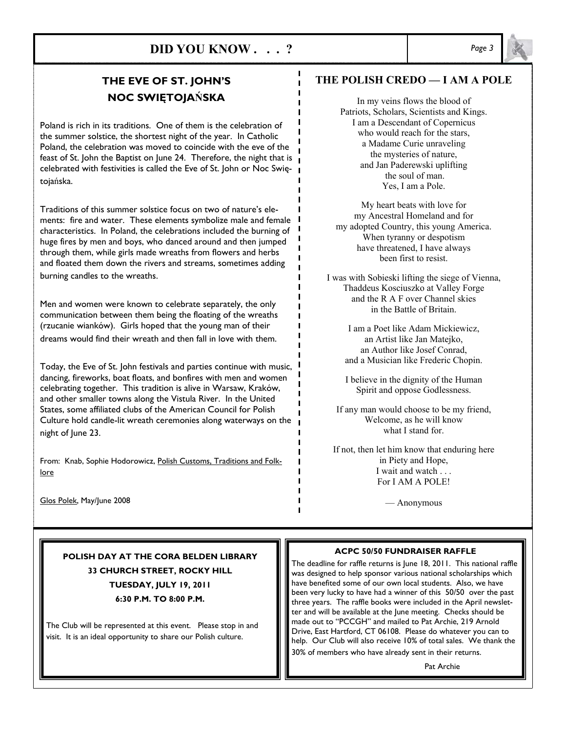# DID YOU KNOW . . . ?

## THE EVE OF ST. JOHN'S NOC SWIĘTOJAŃSKA

Poland is rich in its traditions. One of them is the celebration of the summer solstice, the shortest night of the year. In Catholic Poland, the celebration was moved to coincide with the eve of the feast of St. John the Baptist on June 24. Therefore, the night that is celebrated with festivities is called the Eve of St. John or Noc Świętojańska.

Traditions of this summer solstice focus on two of nature's elements: fire and water. These elements symbolize male and female characteristics. In Poland, the celebrations included the burning of huge fires by men and boys, who danced around and then jumped through them, while girls made wreaths from flowers and herbs and floated them down the rivers and streams, sometimes adding burning candles to the wreaths.

Men and women were known to celebrate separately, the only communication between them being the floating of the wreaths (rzucanie wianków). Girls hoped that the young man of their dreams would find their wreath and then fall in love with them.

Today, the Eve of St. John festivals and parties continue with music, dancing, fireworks, boat floats, and bonfires with men and women celebrating together. This tradition is alive in Warsaw, Kraków, and other smaller towns along the Vistula River. In the United States, some affiliated clubs of the American Council for Polish Culture hold candle-lit wreath ceremonies along waterways on the night of June 23.

From: Knab, Sophie Hodorowicz, Polish Customs, Traditions and Folklore

Glos Polek, May/June 2008

## THE POLISH CREDO — I AM A POLE

In my veins flows the blood of
Patriots, Scholars, Scientists and Kings.
I am a Descendant of Copernicus
who would reach for the stars,
a Madame Curie unraveling
the mysteries of nature,
and Jan Paderewski uplifting
the soul of man.
Yes, I am a Pole.

My heart beats with love for
my Ancestral Homeland and for
my adopted Country, this young America.
When tyranny or despotism
have threatened, I have always
been first to resist.

I was with Sobieski lifting the siege of Vienna,
Thaddeus Kosciuszko at Valley Forge
and the R A F over Channel skies
in the Battle of Britain.

I am a Poet like Adam Mickiewicz,
an Artist like Jan Matejko,
an Author like Josef Conrad,
and a Musician like Frederic Chopin.

I believe in the dignity of the Human
Spirit and oppose Godlessness.

If any man would choose to be my friend,
Welcome, as he will know
what I stand for.

If not, then let him know that enduring here
in Piety and Hope,
I wait and watch . . .
For I AM A POLE!

— Anonymous

---

**POLISH DAY AT THE CORA BELDEN LIBRARY**
**33 CHURCH STREET, ROCKY HILL**
**TUESDAY, JULY 19, 2011**
**6:30 P.M. TO 8:00 P.M.**

The Club will be represented at this event. Please stop in and visit. It is an ideal opportunity to share our Polish culture.

---

**ACPC 50/50 FUNDRAISER RAFFLE**

The deadline for raffle returns is June 18, 2011. This national raffle was designed to help sponsor various national scholarships which have benefited some of our own local students. Also, we have been very lucky to have had a winner of this 50/50 over the past three years. The raffle books were included in the April newsletter and will be available at the June meeting. Checks should be made out to "PCCGH" and mailed to Pat Archie, 219 Arnold Drive, East Hartford, CT 06108. Please do whatever you can to help. Our Club will also receive 10% of total sales. We thank the 30% of members who have already sent in their returns.

Pat Archie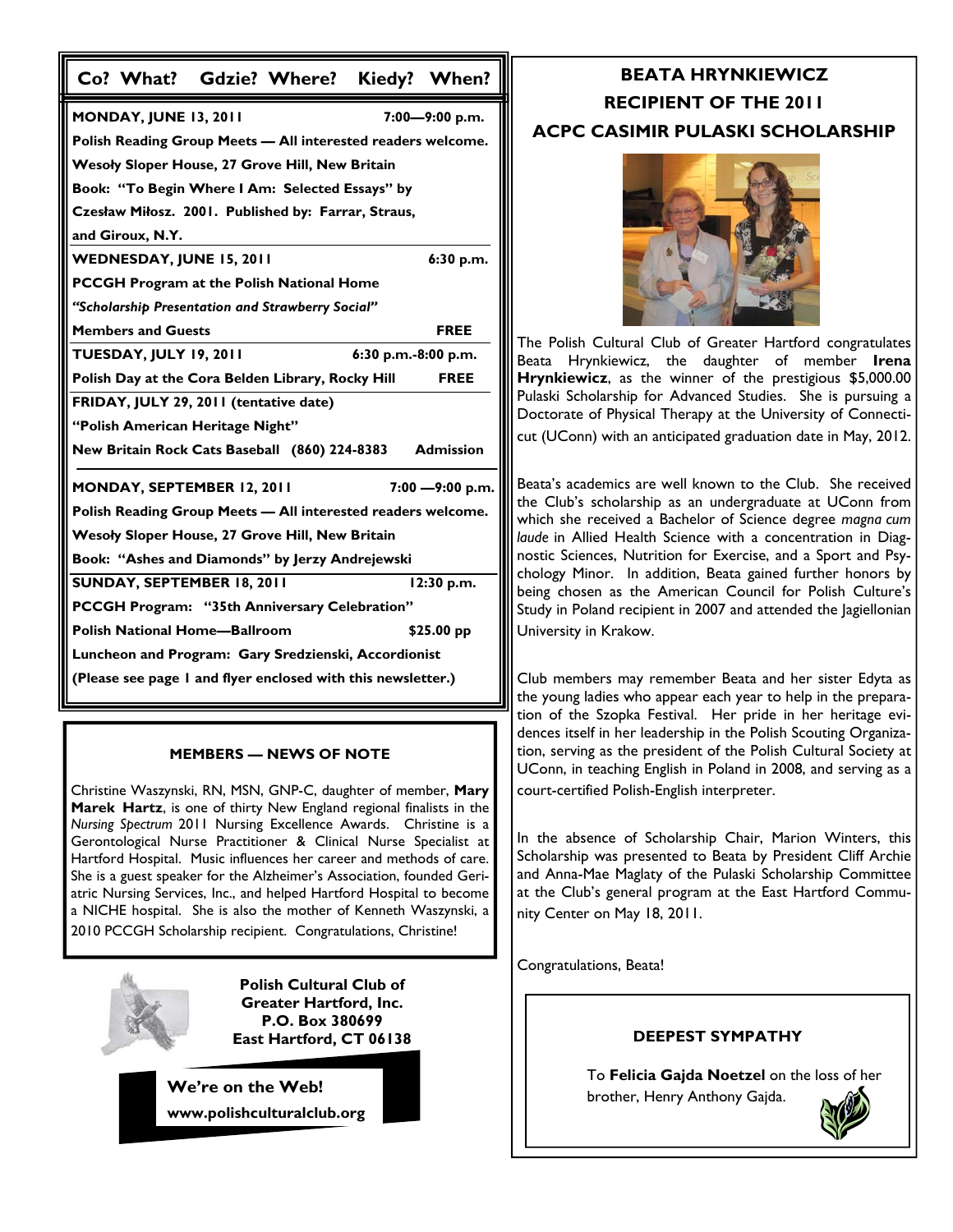## Co? What? Gdzie? Where? Kiedy? When?

**MONDAY, JUNE 13, 2011** — **7:00—9:00 p.m.**
**Polish Reading Group Meets — All interested readers welcome.**
**Wesoły Sloper House, 27 Grove Hill, New Britain**
**Book: "To Begin Where I Am: Selected Essays" by Czesław Miłosz. 2001. Published by: Farrar, Straus, and Giroux, N.Y.**

**WEDNESDAY, JUNE 15, 2011** — **6:30 p.m.**
**PCCGH Program at the Polish National Home**
***"Scholarship Presentation and Strawberry Social"***
**Members and Guests** — **FREE**

**TUESDAY, JULY 19, 2011** — **6:30 p.m.-8:00 p.m.**
**Polish Day at the Cora Belden Library, Rocky Hill** — **FREE**

**FRIDAY, JULY 29, 2011 (tentative date)**
**"Polish American Heritage Night"**
**New Britain Rock Cats Baseball (860) 224-8383** — **Admission**

**MONDAY, SEPTEMBER 12, 2011** — **7:00 —9:00 p.m.**
**Polish Reading Group Meets — All interested readers welcome.**
**Wesoły Sloper House, 27 Grove Hill, New Britain**
**Book: "Ashes and Diamonds" by Jerzy Andrejewski**

**SUNDAY, SEPTEMBER 18, 2011** — **12:30 p.m.**
**PCCGH Program: "35th Anniversary Celebration"**
**Polish National Home—Ballroom** — **$25.00 pp**
**Luncheon and Program: Gary Sredzienski, Accordionist**
**(Please see page 1 and flyer enclosed with this newsletter.)**

### MEMBERS — NEWS OF NOTE

Christine Waszynski, RN, MSN, GNP-C, daughter of member, **Mary Marek Hartz**, is one of thirty New England regional finalists in the *Nursing Spectrum* 2011 Nursing Excellence Awards. Christine is a Gerontological Nurse Practitioner & Clinical Nurse Specialist at Hartford Hospital. Music influences her career and methods of care. She is a guest speaker for the Alzheimer's Association, founded Geriatric Nursing Services, Inc., and helped Hartford Hospital to become a NICHE hospital. She is also the mother of Kenneth Waszynski, a 2010 PCCGH Scholarship recipient. Congratulations, Christine!

**Polish Cultural Club of Greater Hartford, Inc.**
**P.O. Box 380699**
**East Hartford, CT 06138**

**We're on the Web!**
**www.polishculturalclub.org**

## BEATA HRYNKIEWICZ RECIPIENT OF THE 2011 ACPC CASIMIR PULASKI SCHOLARSHIP

The Polish Cultural Club of Greater Hartford congratulates Beata Hrynkiewicz, the daughter of member **Irena Hrynkiewicz**, as the winner of the prestigious $5,000.00 Pulaski Scholarship for Advanced Studies. She is pursuing a Doctorate of Physical Therapy at the University of Connecticut (UConn) with an anticipated graduation date in May, 2012.

Beata's academics are well known to the Club. She received the Club's scholarship as an undergraduate at UConn from which she received a Bachelor of Science degree *magna cum laude* in Allied Health Science with a concentration in Diagnostic Sciences, Nutrition for Exercise, and a Sport and Psychology Minor. In addition, Beata gained further honors by being chosen as the American Council for Polish Culture's Study in Poland recipient in 2007 and attended the Jagiellonian University in Krakow.

Club members may remember Beata and her sister Edyta as the young ladies who appear each year to help in the preparation of the Szopka Festival. Her pride in her heritage evidences itself in her leadership in the Polish Scouting Organization, serving as the president of the Polish Cultural Society at UConn, in teaching English in Poland in 2008, and serving as a court-certified Polish-English interpreter.

In the absence of Scholarship Chair, Marion Winters, this Scholarship was presented to Beata by President Cliff Archie and Anna-Mae Maglaty of the Pulaski Scholarship Committee at the Club's general program at the East Hartford Community Center on May 18, 2011.

Congratulations, Beata!

### DEEPEST SYMPATHY

To **Felicia Gajda Noetzel** on the loss of her brother, Henry Anthony Gajda.